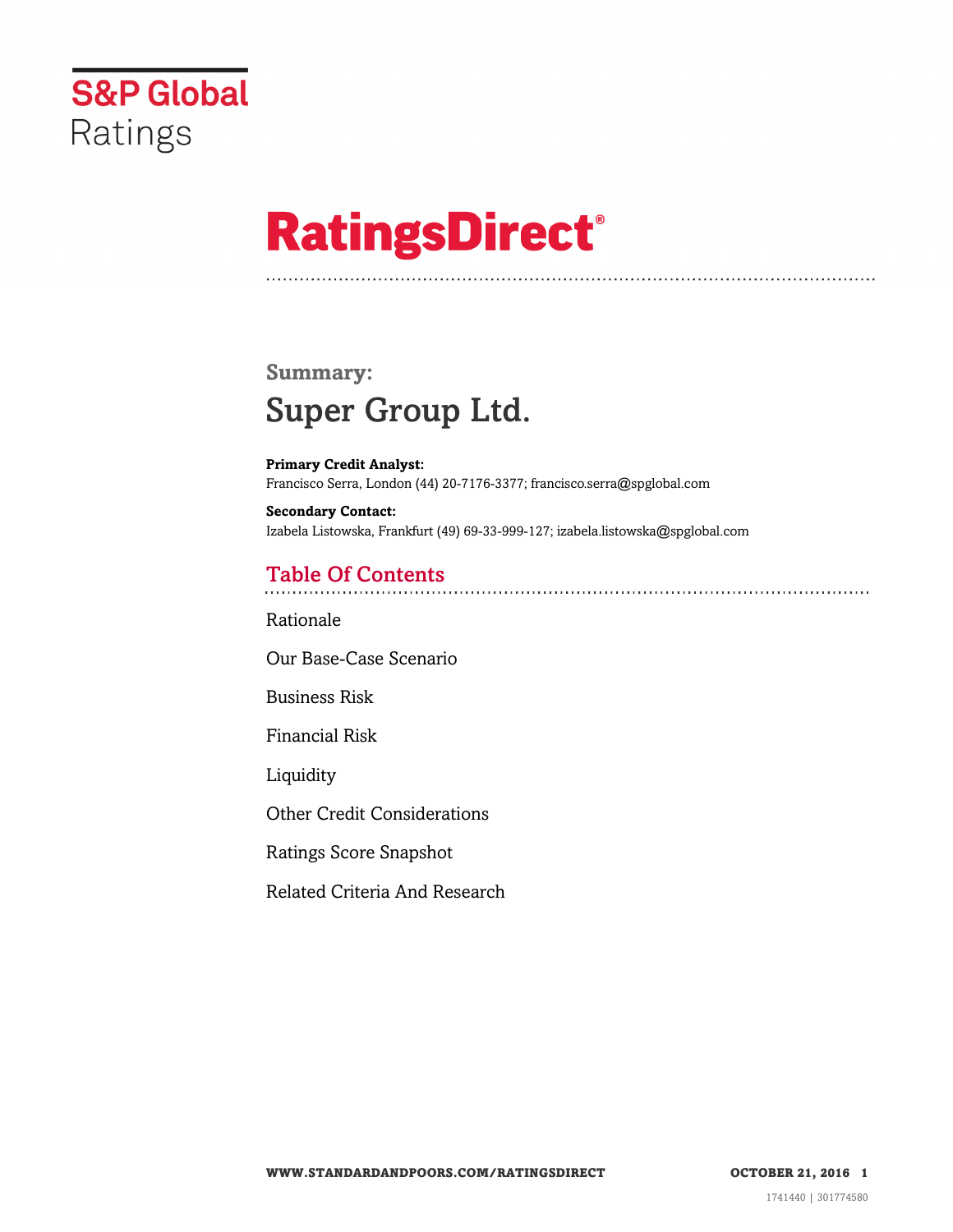S&P Global Ratings

# RatingsDirect®

## Summary:

# Super Group Ltd.

**Primary Credit Analyst:**
Francisco Serra, London (44) 20-7176-3377; francisco.serra@spglobal.com

**Secondary Contact:**
Izabela Listowska, Frankfurt (49) 69-33-999-127; izabela.listowska@spglobal.com

## Table Of Contents

Rationale

Our Base-Case Scenario

Business Risk

Financial Risk

Liquidity

Other Credit Considerations

Ratings Score Snapshot

Related Criteria And Research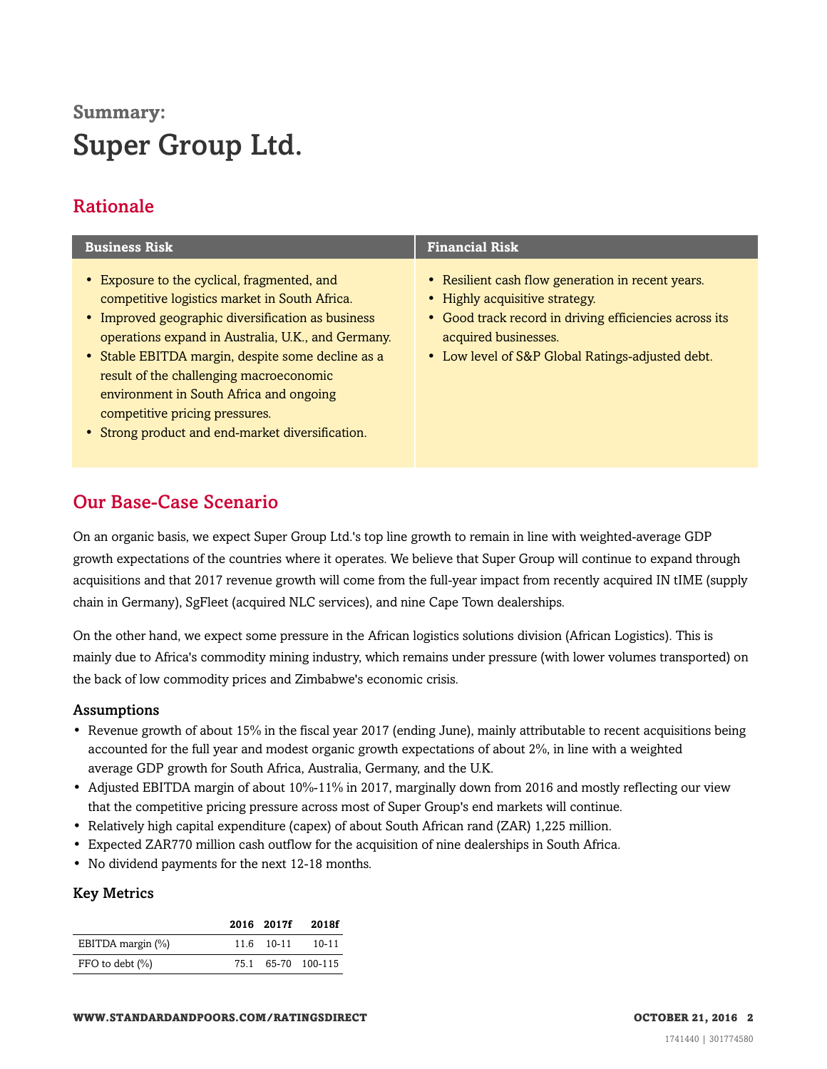## Summary:

# Super Group Ltd.

## Rationale

| Business Risk | Financial Risk |
| --- | --- |
| • Exposure to the cyclical, fragmented, and competitive logistics market in South Africa.<br>• Improved geographic diversification as business operations expand in Australia, U.K., and Germany.<br>• Stable EBITDA margin, despite some decline as a result of the challenging macroeconomic environment in South Africa and ongoing competitive pricing pressures.<br>• Strong product and end-market diversification. | • Resilient cash flow generation in recent years.<br>• Highly acquisitive strategy.<br>• Good track record in driving efficiencies across its acquired businesses.<br>• Low level of S&P Global Ratings-adjusted debt. |

## Our Base-Case Scenario

On an organic basis, we expect Super Group Ltd.'s top line growth to remain in line with weighted-average GDP growth expectations of the countries where it operates. We believe that Super Group will continue to expand through acquisitions and that 2017 revenue growth will come from the full-year impact from recently acquired IN tIME (supply chain in Germany), SgFleet (acquired NLC services), and nine Cape Town dealerships.

On the other hand, we expect some pressure in the African logistics solutions division (African Logistics). This is mainly due to Africa's commodity mining industry, which remains under pressure (with lower volumes transported) on the back of low commodity prices and Zimbabwe's economic crisis.

### Assumptions

- Revenue growth of about 15% in the fiscal year 2017 (ending June), mainly attributable to recent acquisitions being accounted for the full year and modest organic growth expectations of about 2%, in line with a weighted average GDP growth for South Africa, Australia, Germany, and the U.K.
- Adjusted EBITDA margin of about 10%-11% in 2017, marginally down from 2016 and mostly reflecting our view that the competitive pricing pressure across most of Super Group's end markets will continue.
- Relatively high capital expenditure (capex) of about South African rand (ZAR) 1,225 million.
- Expected ZAR770 million cash outflow for the acquisition of nine dealerships in South Africa.
- No dividend payments for the next 12-18 months.

### Key Metrics

| | 2016 | 2017f | 2018f |
| --- | --- | --- | --- |
| EBITDA margin (%) | 11.6 | 10-11 | 10-11 |
| FFO to debt (%) | 75.1 | 65-70 | 100-115 |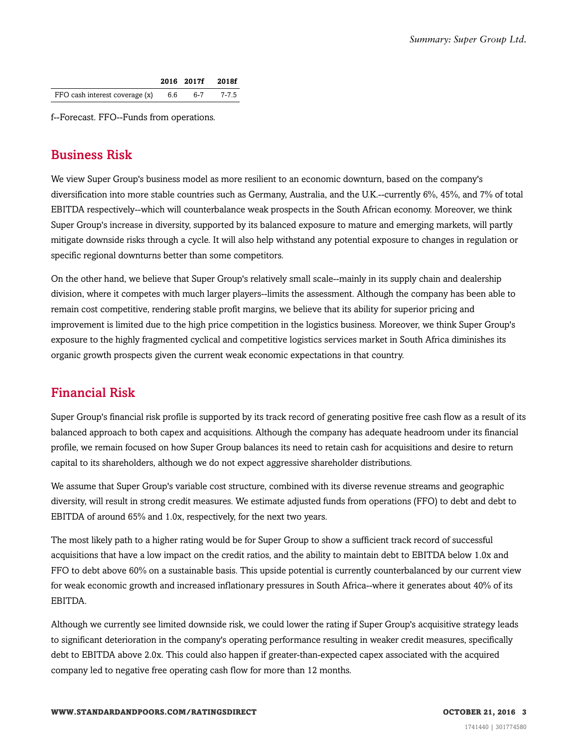| | 2016 | 2017f | 2018f |
|---|---|---|---|
| FFO cash interest coverage (x) | 6.6 | 6-7 | 7-7.5 |

f--Forecast. FFO--Funds from operations.

## Business Risk

We view Super Group's business model as more resilient to an economic downturn, based on the company's diversification into more stable countries such as Germany, Australia, and the U.K.--currently 6%, 45%, and 7% of total EBITDA respectively--which will counterbalance weak prospects in the South African economy. Moreover, we think Super Group's increase in diversity, supported by its balanced exposure to mature and emerging markets, will partly mitigate downside risks through a cycle. It will also help withstand any potential exposure to changes in regulation or specific regional downturns better than some competitors.

On the other hand, we believe that Super Group's relatively small scale--mainly in its supply chain and dealership division, where it competes with much larger players--limits the assessment. Although the company has been able to remain cost competitive, rendering stable profit margins, we believe that its ability for superior pricing and improvement is limited due to the high price competition in the logistics business. Moreover, we think Super Group's exposure to the highly fragmented cyclical and competitive logistics services market in South Africa diminishes its organic growth prospects given the current weak economic expectations in that country.

## Financial Risk

Super Group's financial risk profile is supported by its track record of generating positive free cash flow as a result of its balanced approach to both capex and acquisitions. Although the company has adequate headroom under its financial profile, we remain focused on how Super Group balances its need to retain cash for acquisitions and desire to return capital to its shareholders, although we do not expect aggressive shareholder distributions.

We assume that Super Group's variable cost structure, combined with its diverse revenue streams and geographic diversity, will result in strong credit measures. We estimate adjusted funds from operations (FFO) to debt and debt to EBITDA of around 65% and 1.0x, respectively, for the next two years.

The most likely path to a higher rating would be for Super Group to show a sufficient track record of successful acquisitions that have a low impact on the credit ratios, and the ability to maintain debt to EBITDA below 1.0x and FFO to debt above 60% on a sustainable basis. This upside potential is currently counterbalanced by our current view for weak economic growth and increased inflationary pressures in South Africa--where it generates about 40% of its EBITDA.

Although we currently see limited downside risk, we could lower the rating if Super Group's acquisitive strategy leads to significant deterioration in the company's operating performance resulting in weaker credit measures, specifically debt to EBITDA above 2.0x. This could also happen if greater-than-expected capex associated with the acquired company led to negative free operating cash flow for more than 12 months.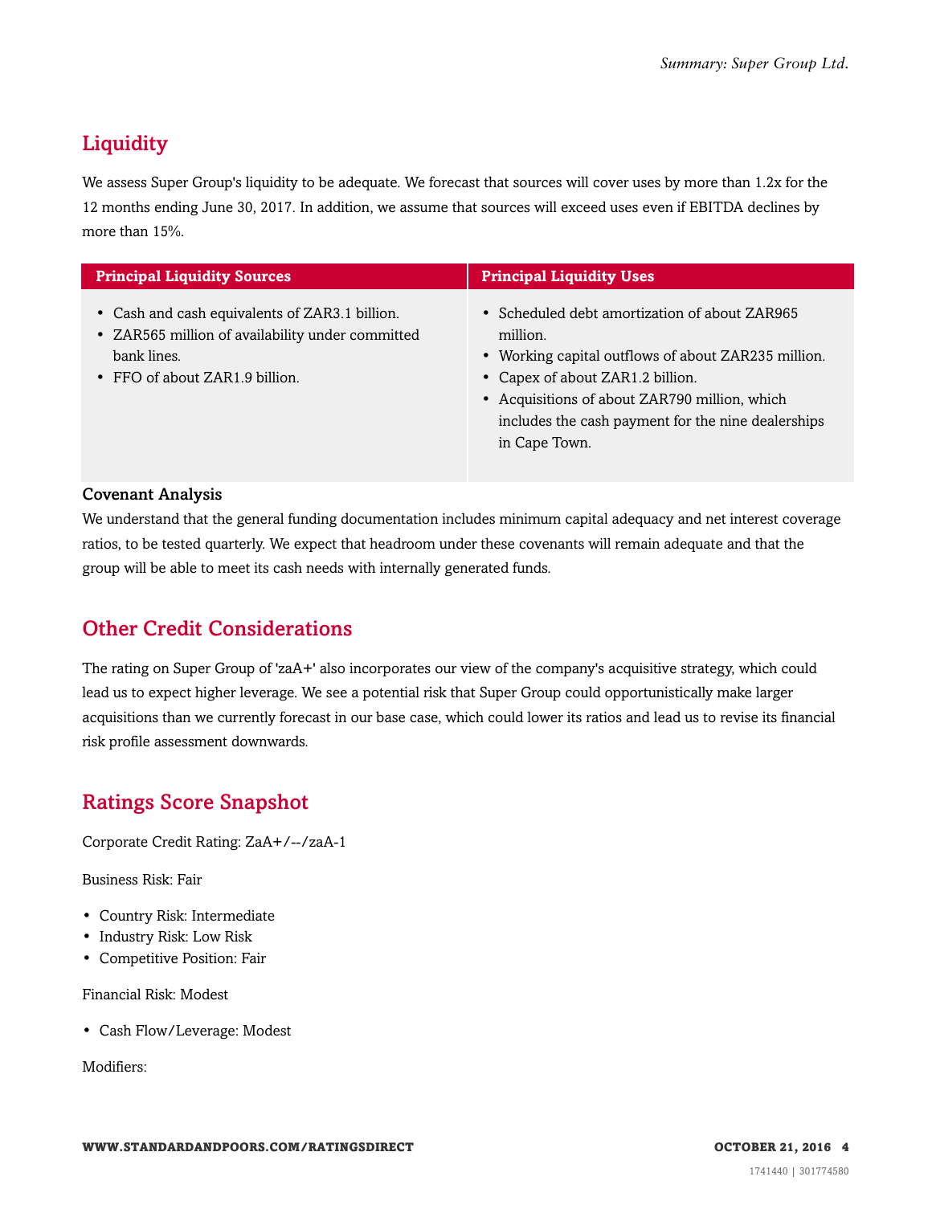## Liquidity

We assess Super Group's liquidity to be adequate. We forecast that sources will cover uses by more than 1.2x for the 12 months ending June 30, 2017. In addition, we assume that sources will exceed uses even if EBITDA declines by more than 15%.

| Principal Liquidity Sources | Principal Liquidity Uses |
| --- | --- |
| • Cash and cash equivalents of ZAR3.1 billion.<br>• ZAR565 million of availability under committed bank lines.<br>• FFO of about ZAR1.9 billion. | • Scheduled debt amortization of about ZAR965 million.<br>• Working capital outflows of about ZAR235 million.<br>• Capex of about ZAR1.2 billion.<br>• Acquisitions of about ZAR790 million, which includes the cash payment for the nine dealerships in Cape Town. |

### Covenant Analysis

We understand that the general funding documentation includes minimum capital adequacy and net interest coverage ratios, to be tested quarterly. We expect that headroom under these covenants will remain adequate and that the group will be able to meet its cash needs with internally generated funds.

## Other Credit Considerations

The rating on Super Group of 'zaA+' also incorporates our view of the company's acquisitive strategy, which could lead us to expect higher leverage. We see a potential risk that Super Group could opportunistically make larger acquisitions than we currently forecast in our base case, which could lower its ratios and lead us to revise its financial risk profile assessment downwards.

## Ratings Score Snapshot

Corporate Credit Rating: ZaA+/--/zaA-1

Business Risk: Fair

- Country Risk: Intermediate
- Industry Risk: Low Risk
- Competitive Position: Fair

Financial Risk: Modest

- Cash Flow/Leverage: Modest

Modifiers: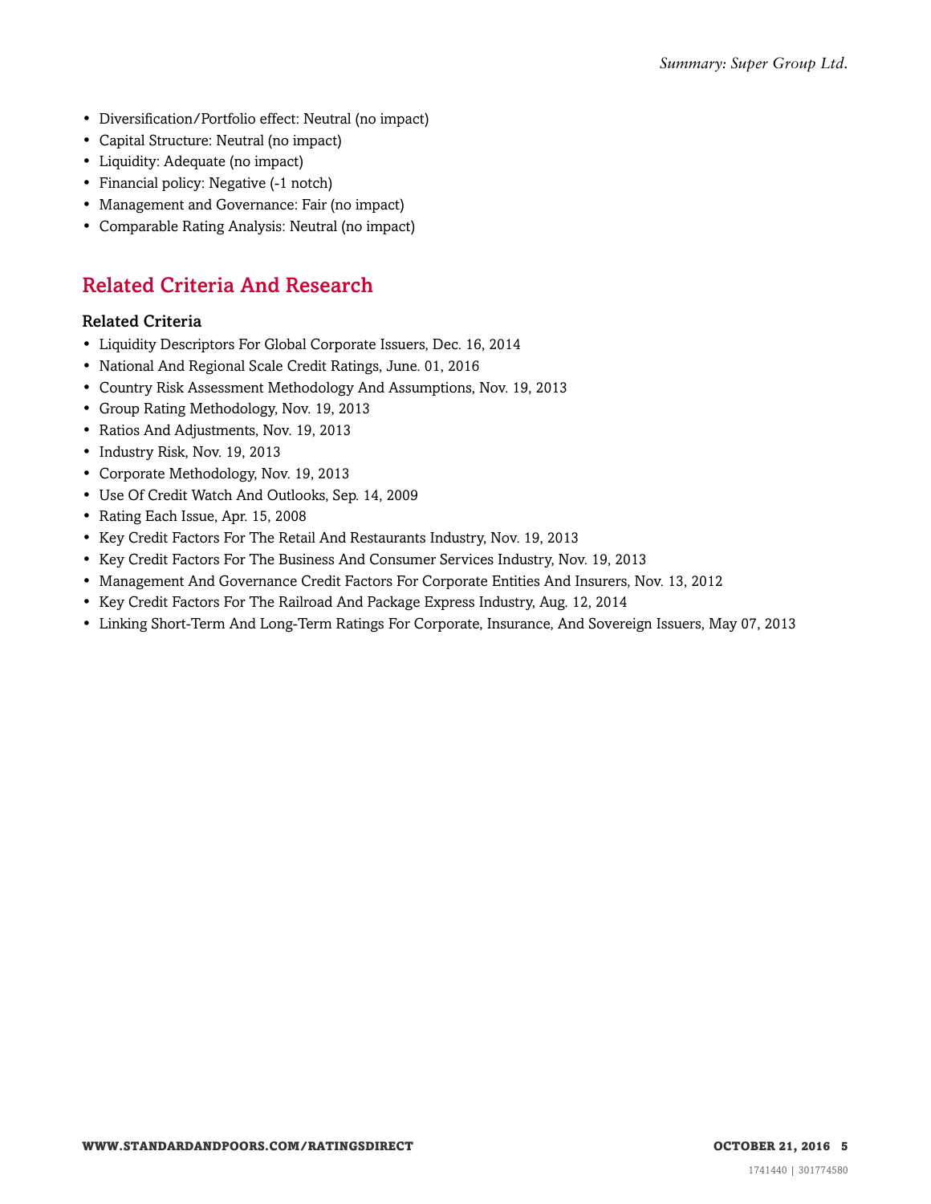- Diversification/Portfolio effect: Neutral (no impact)
- Capital Structure: Neutral (no impact)
- Liquidity: Adequate (no impact)
- Financial policy: Negative (-1 notch)
- Management and Governance: Fair (no impact)
- Comparable Rating Analysis: Neutral (no impact)

## Related Criteria And Research

### Related Criteria

- Liquidity Descriptors For Global Corporate Issuers, Dec. 16, 2014
- National And Regional Scale Credit Ratings, June. 01, 2016
- Country Risk Assessment Methodology And Assumptions, Nov. 19, 2013
- Group Rating Methodology, Nov. 19, 2013
- Ratios And Adjustments, Nov. 19, 2013
- Industry Risk, Nov. 19, 2013
- Corporate Methodology, Nov. 19, 2013
- Use Of Credit Watch And Outlooks, Sep. 14, 2009
- Rating Each Issue, Apr. 15, 2008
- Key Credit Factors For The Retail And Restaurants Industry, Nov. 19, 2013
- Key Credit Factors For The Business And Consumer Services Industry, Nov. 19, 2013
- Management And Governance Credit Factors For Corporate Entities And Insurers, Nov. 13, 2012
- Key Credit Factors For The Railroad And Package Express Industry, Aug. 12, 2014
- Linking Short-Term And Long-Term Ratings For Corporate, Insurance, And Sovereign Issuers, May 07, 2013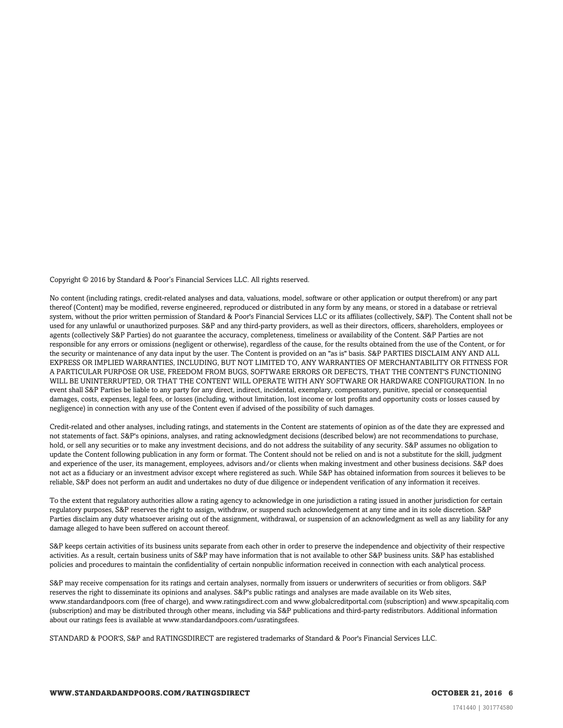Copyright © 2016 by Standard & Poor's Financial Services LLC. All rights reserved.

No content (including ratings, credit-related analyses and data, valuations, model, software or other application or output therefrom) or any part thereof (Content) may be modified, reverse engineered, reproduced or distributed in any form by any means, or stored in a database or retrieval system, without the prior written permission of Standard & Poor's Financial Services LLC or its affiliates (collectively, S&P). The Content shall not be used for any unlawful or unauthorized purposes. S&P and any third-party providers, as well as their directors, officers, shareholders, employees or agents (collectively S&P Parties) do not guarantee the accuracy, completeness, timeliness or availability of the Content. S&P Parties are not responsible for any errors or omissions (negligent or otherwise), regardless of the cause, for the results obtained from the use of the Content, or for the security or maintenance of any data input by the user. The Content is provided on an "as is" basis. S&P PARTIES DISCLAIM ANY AND ALL EXPRESS OR IMPLIED WARRANTIES, INCLUDING, BUT NOT LIMITED TO, ANY WARRANTIES OF MERCHANTABILITY OR FITNESS FOR A PARTICULAR PURPOSE OR USE, FREEDOM FROM BUGS, SOFTWARE ERRORS OR DEFECTS, THAT THE CONTENT'S FUNCTIONING WILL BE UNINTERRUPTED, OR THAT THE CONTENT WILL OPERATE WITH ANY SOFTWARE OR HARDWARE CONFIGURATION. In no event shall S&P Parties be liable to any party for any direct, indirect, incidental, exemplary, compensatory, punitive, special or consequential damages, costs, expenses, legal fees, or losses (including, without limitation, lost income or lost profits and opportunity costs or losses caused by negligence) in connection with any use of the Content even if advised of the possibility of such damages.

Credit-related and other analyses, including ratings, and statements in the Content are statements of opinion as of the date they are expressed and not statements of fact. S&P's opinions, analyses, and rating acknowledgment decisions (described below) are not recommendations to purchase, hold, or sell any securities or to make any investment decisions, and do not address the suitability of any security. S&P assumes no obligation to update the Content following publication in any form or format. The Content should not be relied on and is not a substitute for the skill, judgment and experience of the user, its management, employees, advisors and/or clients when making investment and other business decisions. S&P does not act as a fiduciary or an investment advisor except where registered as such. While S&P has obtained information from sources it believes to be reliable, S&P does not perform an audit and undertakes no duty of due diligence or independent verification of any information it receives.

To the extent that regulatory authorities allow a rating agency to acknowledge in one jurisdiction a rating issued in another jurisdiction for certain regulatory purposes, S&P reserves the right to assign, withdraw, or suspend such acknowledgement at any time and in its sole discretion. S&P Parties disclaim any duty whatsoever arising out of the assignment, withdrawal, or suspension of an acknowledgment as well as any liability for any damage alleged to have been suffered on account thereof.

S&P keeps certain activities of its business units separate from each other in order to preserve the independence and objectivity of their respective activities. As a result, certain business units of S&P may have information that is not available to other S&P business units. S&P has established policies and procedures to maintain the confidentiality of certain nonpublic information received in connection with each analytical process.

S&P may receive compensation for its ratings and certain analyses, normally from issuers or underwriters of securities or from obligors. S&P reserves the right to disseminate its opinions and analyses. S&P's public ratings and analyses are made available on its Web sites, www.standardandpoors.com (free of charge), and www.ratingsdirect.com and www.globalcreditportal.com (subscription) and www.spcapitaliq.com (subscription) and may be distributed through other means, including via S&P publications and third-party redistributors. Additional information about our ratings fees is available at www.standardandpoors.com/usratingsfees.

STANDARD & POOR'S, S&P and RATINGSDIRECT are registered trademarks of Standard & Poor's Financial Services LLC.

1741440 | 301774580